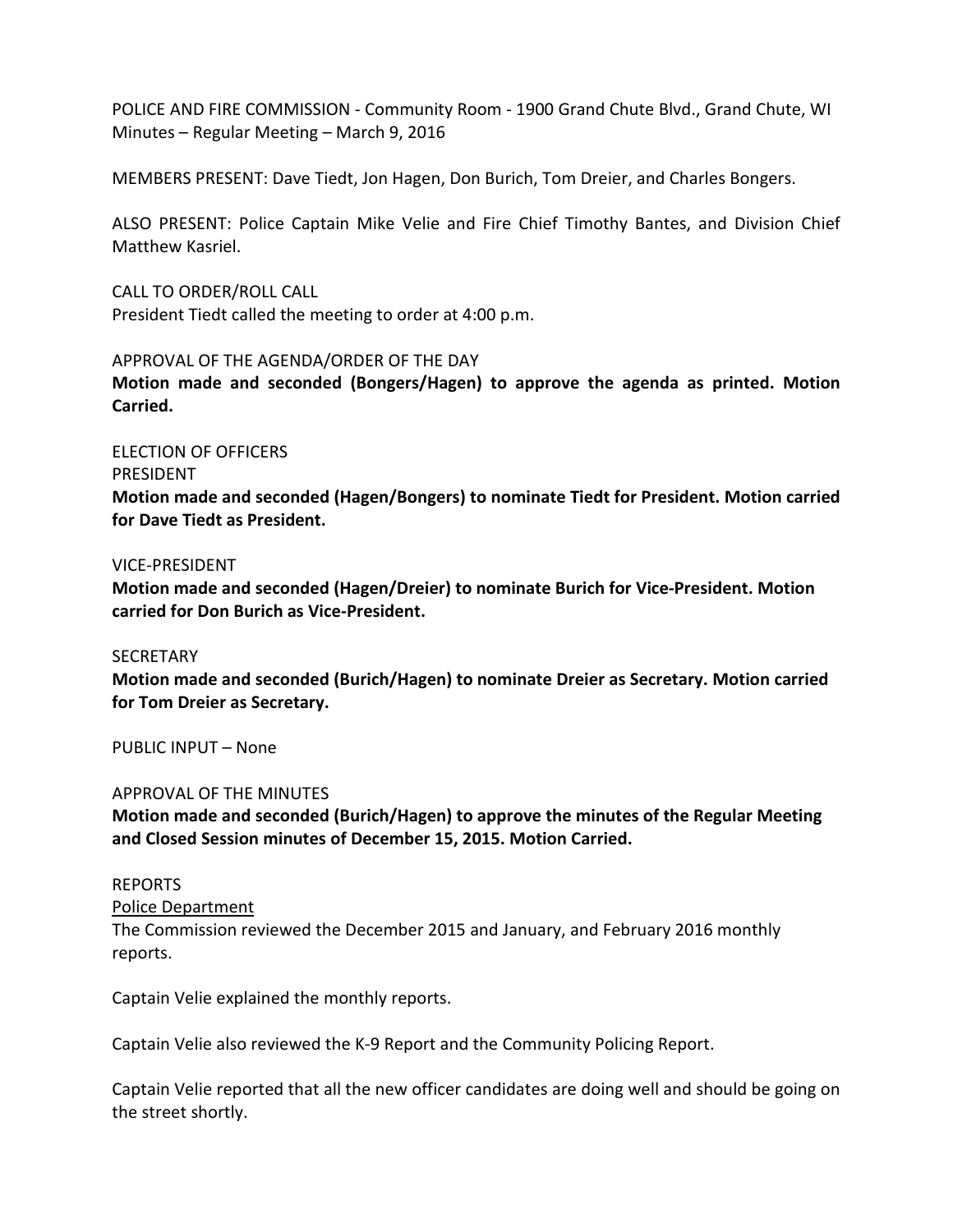POLICE AND FIRE COMMISSION - Community Room - 1900 Grand Chute Blvd., Grand Chute, WI
Minutes – Regular Meeting – March 9, 2016

MEMBERS PRESENT: Dave Tiedt, Jon Hagen, Don Burich, Tom Dreier, and Charles Bongers.

ALSO PRESENT: Police Captain Mike Velie and Fire Chief Timothy Bantes, and Division Chief Matthew Kasriel.

CALL TO ORDER/ROLL CALL
President Tiedt called the meeting to order at 4:00 p.m.

APPROVAL OF THE AGENDA/ORDER OF THE DAY
**Motion made and seconded (Bongers/Hagen) to approve the agenda as printed. Motion Carried.**

ELECTION OF OFFICERS
PRESIDENT
**Motion made and seconded (Hagen/Bongers) to nominate Tiedt for President. Motion carried for Dave Tiedt as President.**

VICE-PRESIDENT
**Motion made and seconded (Hagen/Dreier) to nominate Burich for Vice-President. Motion carried for Don Burich as Vice-President.**

SECRETARY
**Motion made and seconded (Burich/Hagen) to nominate Dreier as Secretary. Motion carried for Tom Dreier as Secretary.**

PUBLIC INPUT – None

APPROVAL OF THE MINUTES
**Motion made and seconded (Burich/Hagen) to approve the minutes of the Regular Meeting and Closed Session minutes of December 15, 2015. Motion Carried.**

REPORTS
<u>Police Department</u>
The Commission reviewed the December 2015 and January, and February 2016 monthly reports.

Captain Velie explained the monthly reports.

Captain Velie also reviewed the K-9 Report and the Community Policing Report.

Captain Velie reported that all the new officer candidates are doing well and should be going on the street shortly.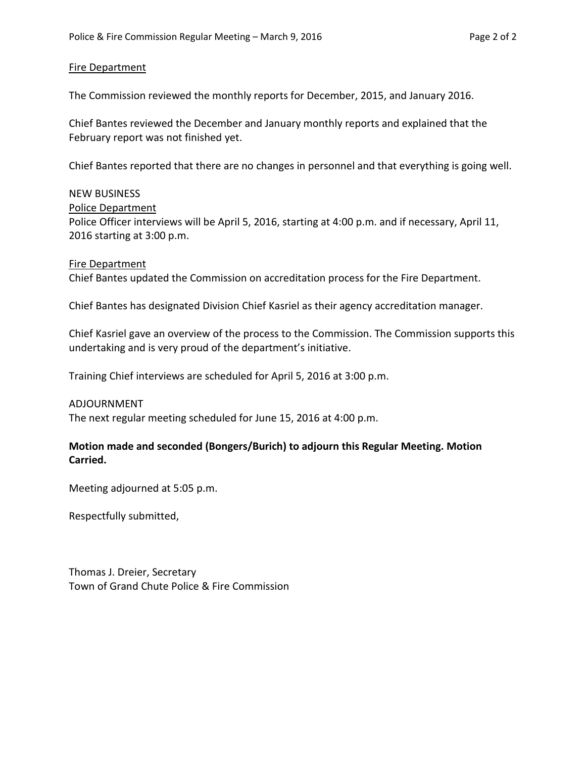Fire Department

The Commission reviewed the monthly reports for December, 2015, and January 2016.

Chief Bantes reviewed the December and January monthly reports and explained that the February report was not finished yet.

Chief Bantes reported that there are no changes in personnel and that everything is going well.

NEW BUSINESS

Police Department

Police Officer interviews will be April 5, 2016, starting at 4:00 p.m. and if necessary, April 11, 2016 starting at 3:00 p.m.

Fire Department

Chief Bantes updated the Commission on accreditation process for the Fire Department.

Chief Bantes has designated Division Chief Kasriel as their agency accreditation manager.

Chief Kasriel gave an overview of the process to the Commission. The Commission supports this undertaking and is very proud of the department's initiative.

Training Chief interviews are scheduled for April 5, 2016 at 3:00 p.m.

ADJOURNMENT

The next regular meeting scheduled for June 15, 2016 at 4:00 p.m.

**Motion made and seconded (Bongers/Burich) to adjourn this Regular Meeting. Motion Carried.**

Meeting adjourned at 5:05 p.m.

Respectfully submitted,

Thomas J. Dreier, Secretary
Town of Grand Chute Police & Fire Commission